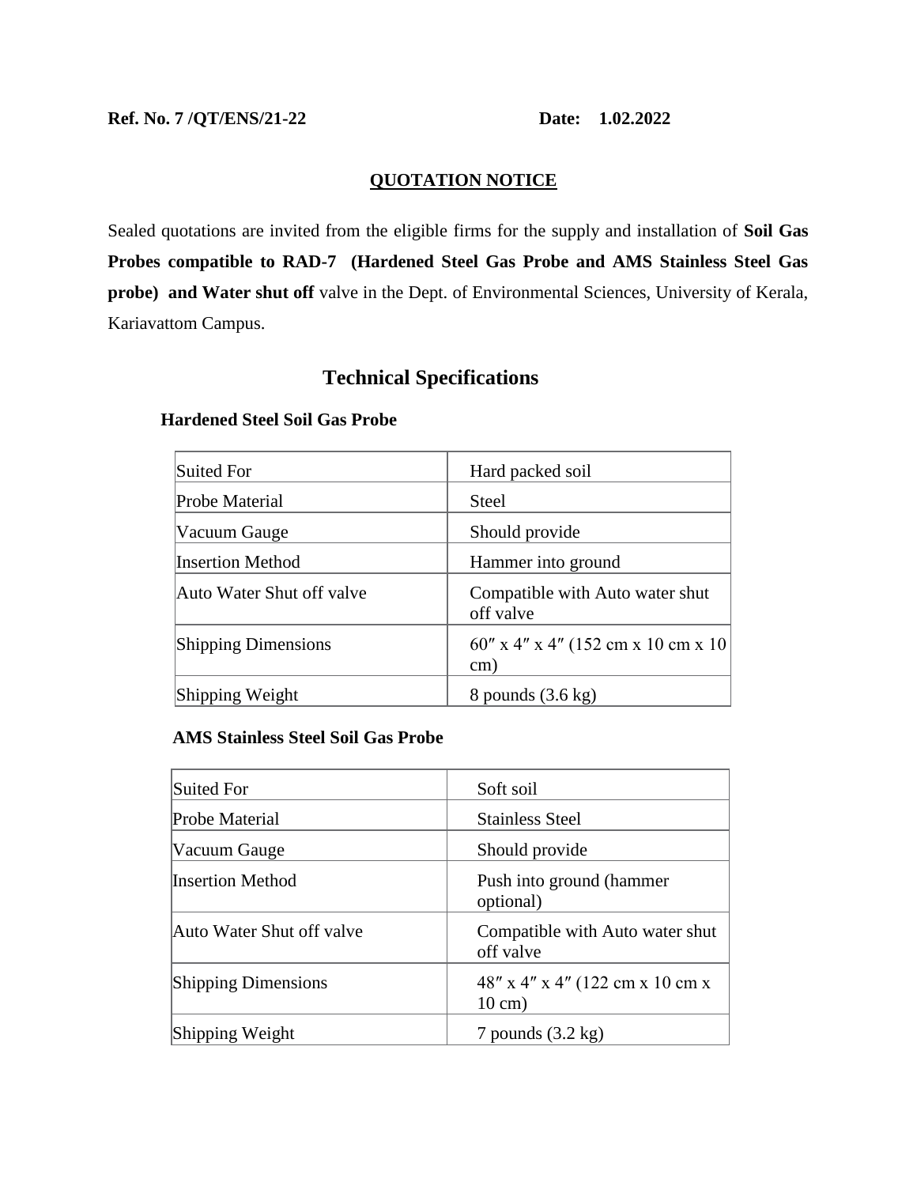**Ref. No. 7 /QT/ENS/21-22** **Date: 1.02.2022**

**QUOTATION NOTICE**

Sealed quotations are invited from the eligible firms for the supply and installation of **Soil Gas Probes compatible to RAD-7 (Hardened Steel Gas Probe and AMS Stainless Steel Gas probe) and Water shut off** valve in the Dept. of Environmental Sciences, University of Kerala, Kariavattom Campus.

## Technical Specifications

### Hardened Steel Soil Gas Probe

| | |
|---|---|
| Suited For | Hard packed soil |
| Probe Material | Steel |
| Vacuum Gauge | Should provide |
| Insertion Method | Hammer into ground |
| Auto Water Shut off valve | Compatible with Auto water shut off valve |
| Shipping Dimensions | 60″ x 4″ x 4″ (152 cm x 10 cm x 10 cm) |
| Shipping Weight | 8 pounds (3.6 kg) |

### AMS Stainless Steel Soil Gas Probe

| | |
|---|---|
| Suited For | Soft soil |
| Probe Material | Stainless Steel |
| Vacuum Gauge | Should provide |
| Insertion Method | Push into ground (hammer optional) |
| Auto Water Shut off valve | Compatible with Auto water shut off valve |
| Shipping Dimensions | 48″ x 4″ x 4″ (122 cm x 10 cm x 10 cm) |
| Shipping Weight | 7 pounds (3.2 kg) |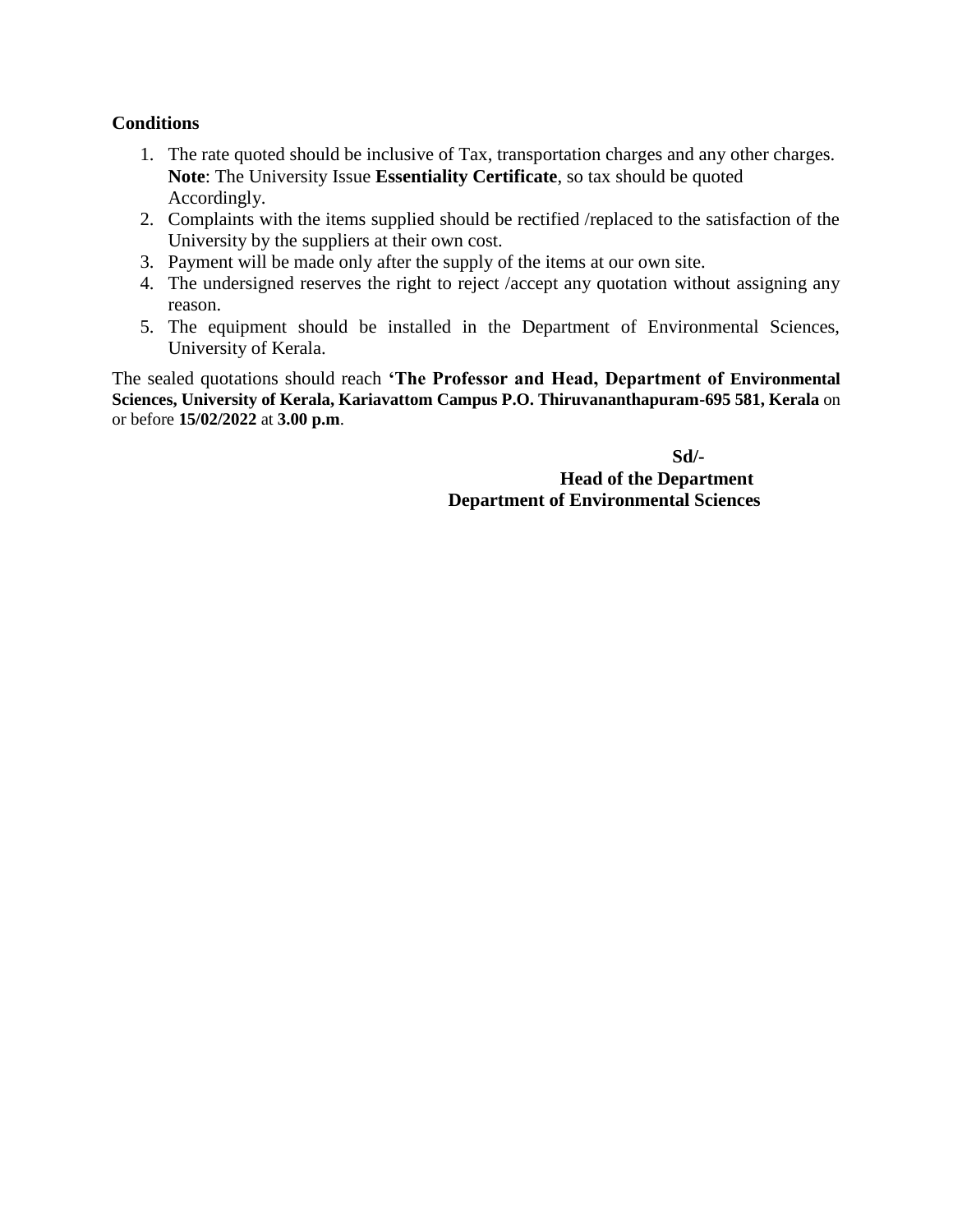**Conditions**

1. The rate quoted should be inclusive of Tax, transportation charges and any other charges. **Note**: The University Issue **Essentiality Certificate**, so tax should be quoted Accordingly.
2. Complaints with the items supplied should be rectified /replaced to the satisfaction of the University by the suppliers at their own cost.
3. Payment will be made only after the supply of the items at our own site.
4. The undersigned reserves the right to reject /accept any quotation without assigning any reason.
5. The equipment should be installed in the Department of Environmental Sciences, University of Kerala.

The sealed quotations should reach **'The Professor and Head, Department of Environmental Sciences, University of Kerala, Kariavattom Campus P.O. Thiruvananthapuram-695 581, Kerala** on or before **15/02/2022** at **3.00 p.m**.

**Sd/-**

**Head of the Department**

**Department of Environmental Sciences**